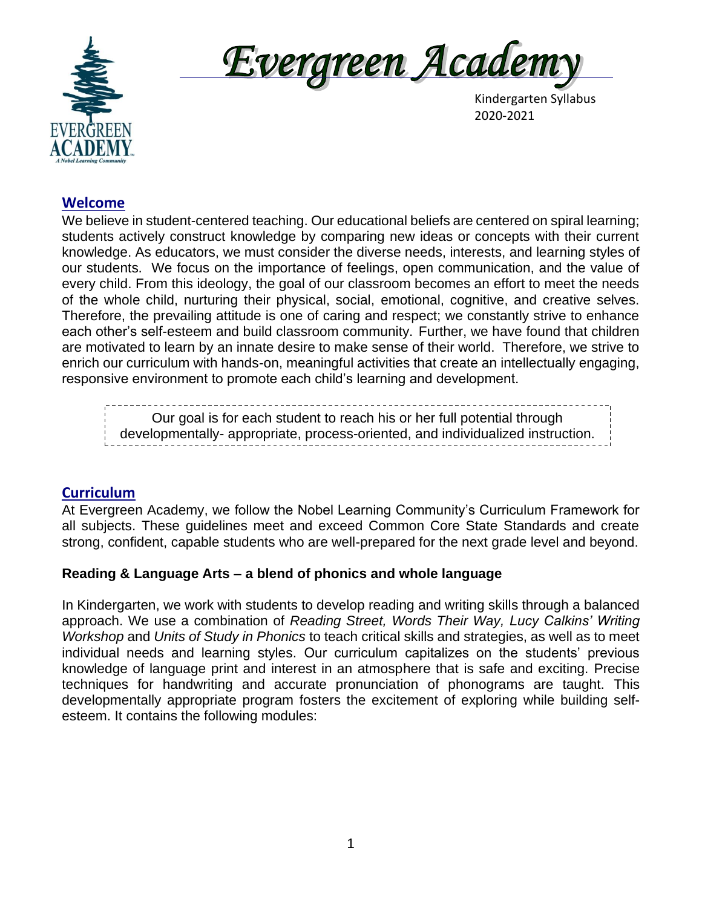# Evergreen Academy

Kindergarten Syllabus
2020-2021

## Welcome

We believe in student-centered teaching. Our educational beliefs are centered on spiral learning; students actively construct knowledge by comparing new ideas or concepts with their current knowledge. As educators, we must consider the diverse needs, interests, and learning styles of our students. We focus on the importance of feelings, open communication, and the value of every child. From this ideology, the goal of our classroom becomes an effort to meet the needs of the whole child, nurturing their physical, social, emotional, cognitive, and creative selves. Therefore, the prevailing attitude is one of caring and respect; we constantly strive to enhance each other's self-esteem and build classroom community. Further, we have found that children are motivated to learn by an innate desire to make sense of their world. Therefore, we strive to enrich our curriculum with hands-on, meaningful activities that create an intellectually engaging, responsive environment to promote each child's learning and development.

> Our goal is for each student to reach his or her full potential through developmentally- appropriate, process-oriented, and individualized instruction.

## Curriculum

At Evergreen Academy, we follow the Nobel Learning Community's Curriculum Framework for all subjects. These guidelines meet and exceed Common Core State Standards and create strong, confident, capable students who are well-prepared for the next grade level and beyond.

### Reading & Language Arts – a blend of phonics and whole language

In Kindergarten, we work with students to develop reading and writing skills through a balanced approach. We use a combination of *Reading Street, Words Their Way, Lucy Calkins' Writing Workshop* and *Units of Study in Phonics* to teach critical skills and strategies, as well as to meet individual needs and learning styles. Our curriculum capitalizes on the students' previous knowledge of language print and interest in an atmosphere that is safe and exciting. Precise techniques for handwriting and accurate pronunciation of phonograms are taught. This developmentally appropriate program fosters the excitement of exploring while building self-esteem. It contains the following modules: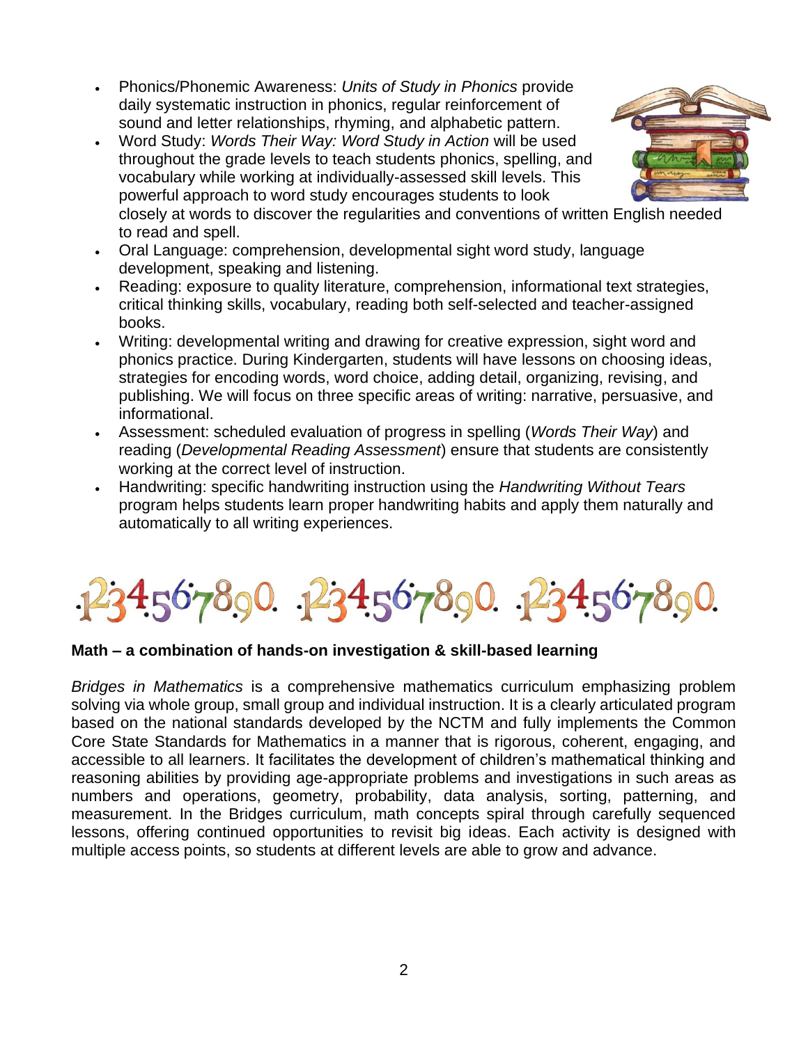- Phonics/Phonemic Awareness: *Units of Study in Phonics* provide daily systematic instruction in phonics, regular reinforcement of sound and letter relationships, rhyming, and alphabetic pattern.
- Word Study: *Words Their Way: Word Study in Action* will be used throughout the grade levels to teach students phonics, spelling, and vocabulary while working at individually-assessed skill levels. This powerful approach to word study encourages students to look closely at words to discover the regularities and conventions of written English needed to read and spell.
- Oral Language: comprehension, developmental sight word study, language development, speaking and listening.
- Reading: exposure to quality literature, comprehension, informational text strategies, critical thinking skills, vocabulary, reading both self-selected and teacher-assigned books.
- Writing: developmental writing and drawing for creative expression, sight word and phonics practice. During Kindergarten, students will have lessons on choosing ideas, strategies for encoding words, word choice, adding detail, organizing, revising, and publishing. We will focus on three specific areas of writing: narrative, persuasive, and informational.
- Assessment: scheduled evaluation of progress in spelling (*Words Their Way*) and reading (*Developmental Reading Assessment*) ensure that students are consistently working at the correct level of instruction.
- Handwriting: specific handwriting instruction using the *Handwriting Without Tears* program helps students learn proper handwriting habits and apply them naturally and automatically to all writing experiences.

1234567890. 1234567890. 1234567890.

**Math – a combination of hands-on investigation & skill-based learning**

*Bridges in Mathematics* is a comprehensive mathematics curriculum emphasizing problem solving via whole group, small group and individual instruction. It is a clearly articulated program based on the national standards developed by the NCTM and fully implements the Common Core State Standards for Mathematics in a manner that is rigorous, coherent, engaging, and accessible to all learners. It facilitates the development of children's mathematical thinking and reasoning abilities by providing age-appropriate problems and investigations in such areas as numbers and operations, geometry, probability, data analysis, sorting, patterning, and measurement. In the Bridges curriculum, math concepts spiral through carefully sequenced lessons, offering continued opportunities to revisit big ideas. Each activity is designed with multiple access points, so students at different levels are able to grow and advance.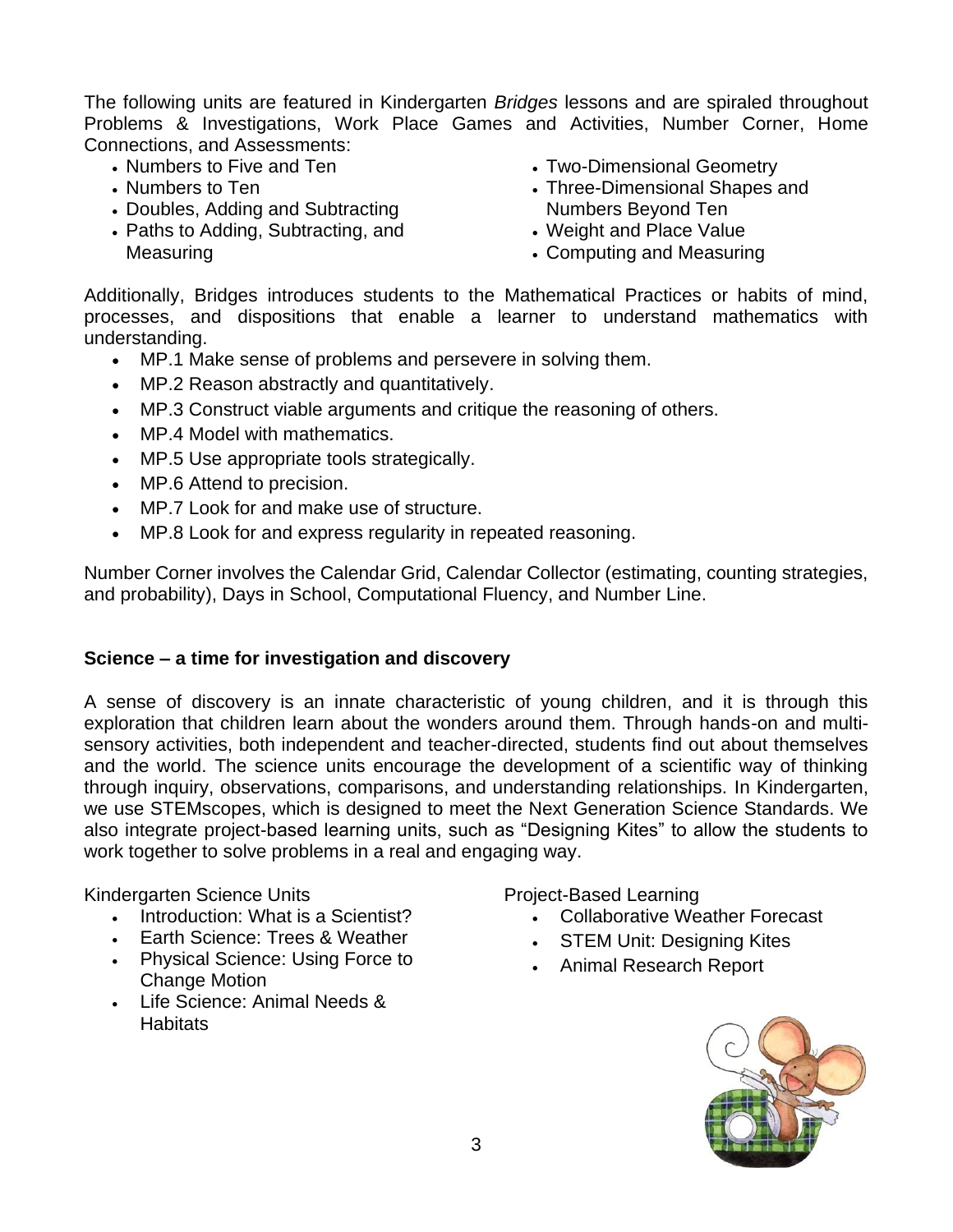The following units are featured in Kindergarten *Bridges* lessons and are spiraled throughout Problems & Investigations, Work Place Games and Activities, Number Corner, Home Connections, and Assessments:

- Numbers to Five and Ten
- Numbers to Ten
- Doubles, Adding and Subtracting
- Paths to Adding, Subtracting, and Measuring
- Two-Dimensional Geometry
- Three-Dimensional Shapes and Numbers Beyond Ten
- Weight and Place Value
- Computing and Measuring

Additionally, Bridges introduces students to the Mathematical Practices or habits of mind, processes, and dispositions that enable a learner to understand mathematics with understanding.

- MP.1 Make sense of problems and persevere in solving them.
- MP.2 Reason abstractly and quantitatively.
- MP.3 Construct viable arguments and critique the reasoning of others.
- MP.4 Model with mathematics.
- MP.5 Use appropriate tools strategically.
- MP.6 Attend to precision.
- MP.7 Look for and make use of structure.
- MP.8 Look for and express regularity in repeated reasoning.

Number Corner involves the Calendar Grid, Calendar Collector (estimating, counting strategies, and probability), Days in School, Computational Fluency, and Number Line.

**Science – a time for investigation and discovery**

A sense of discovery is an innate characteristic of young children, and it is through this exploration that children learn about the wonders around them. Through hands-on and multi-sensory activities, both independent and teacher-directed, students find out about themselves and the world. The science units encourage the development of a scientific way of thinking through inquiry, observations, comparisons, and understanding relationships. In Kindergarten, we use STEMscopes, which is designed to meet the Next Generation Science Standards. We also integrate project-based learning units, such as "Designing Kites" to allow the students to work together to solve problems in a real and engaging way.

Kindergarten Science Units

- Introduction: What is a Scientist?
- Earth Science: Trees & Weather
- Physical Science: Using Force to Change Motion
- Life Science: Animal Needs & Habitats

Project-Based Learning

- Collaborative Weather Forecast
- STEM Unit: Designing Kites
- Animal Research Report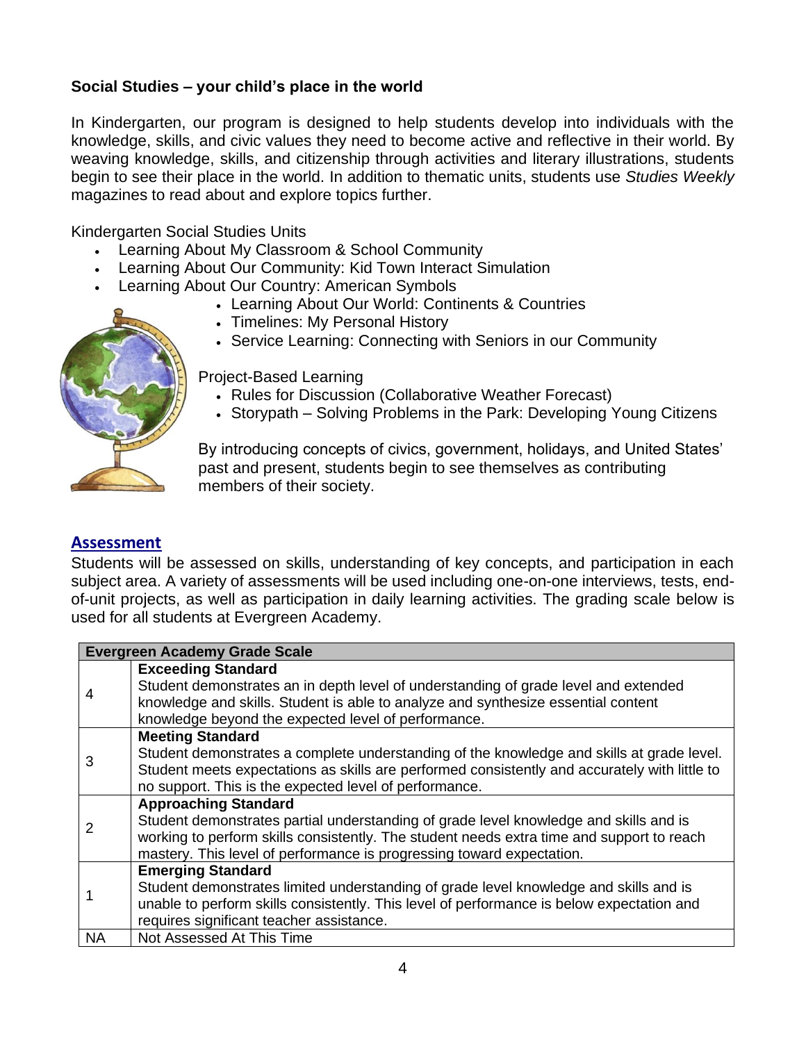**Social Studies – your child's place in the world**

In Kindergarten, our program is designed to help students develop into individuals with the knowledge, skills, and civic values they need to become active and reflective in their world. By weaving knowledge, skills, and citizenship through activities and literary illustrations, students begin to see their place in the world. In addition to thematic units, students use *Studies Weekly* magazines to read about and explore topics further.

Kindergarten Social Studies Units

- Learning About My Classroom & School Community
- Learning About Our Community: Kid Town Interact Simulation
- Learning About Our Country: American Symbols
- Learning About Our World: Continents & Countries
- Timelines: My Personal History
- Service Learning: Connecting with Seniors in our Community

Project-Based Learning

- Rules for Discussion (Collaborative Weather Forecast)
- Storypath – Solving Problems in the Park: Developing Young Citizens

By introducing concepts of civics, government, holidays, and United States' past and present, students begin to see themselves as contributing members of their society.

## Assessment

Students will be assessed on skills, understanding of key concepts, and participation in each subject area. A variety of assessments will be used including one-on-one interviews, tests, end-of-unit projects, as well as participation in daily learning activities. The grading scale below is used for all students at Evergreen Academy.

| Evergreen Academy Grade Scale | |
|---|---|
| 4 | **Exceeding Standard** Student demonstrates an in depth level of understanding of grade level and extended knowledge and skills. Student is able to analyze and synthesize essential content knowledge beyond the expected level of performance. |
| 3 | **Meeting Standard** Student demonstrates a complete understanding of the knowledge and skills at grade level. Student meets expectations as skills are performed consistently and accurately with little to no support. This is the expected level of performance. |
| 2 | **Approaching Standard** Student demonstrates partial understanding of grade level knowledge and skills and is working to perform skills consistently. The student needs extra time and support to reach mastery. This level of performance is progressing toward expectation. |
| 1 | **Emerging Standard** Student demonstrates limited understanding of grade level knowledge and skills and is unable to perform skills consistently. This level of performance is below expectation and requires significant teacher assistance. |
| NA | Not Assessed At This Time |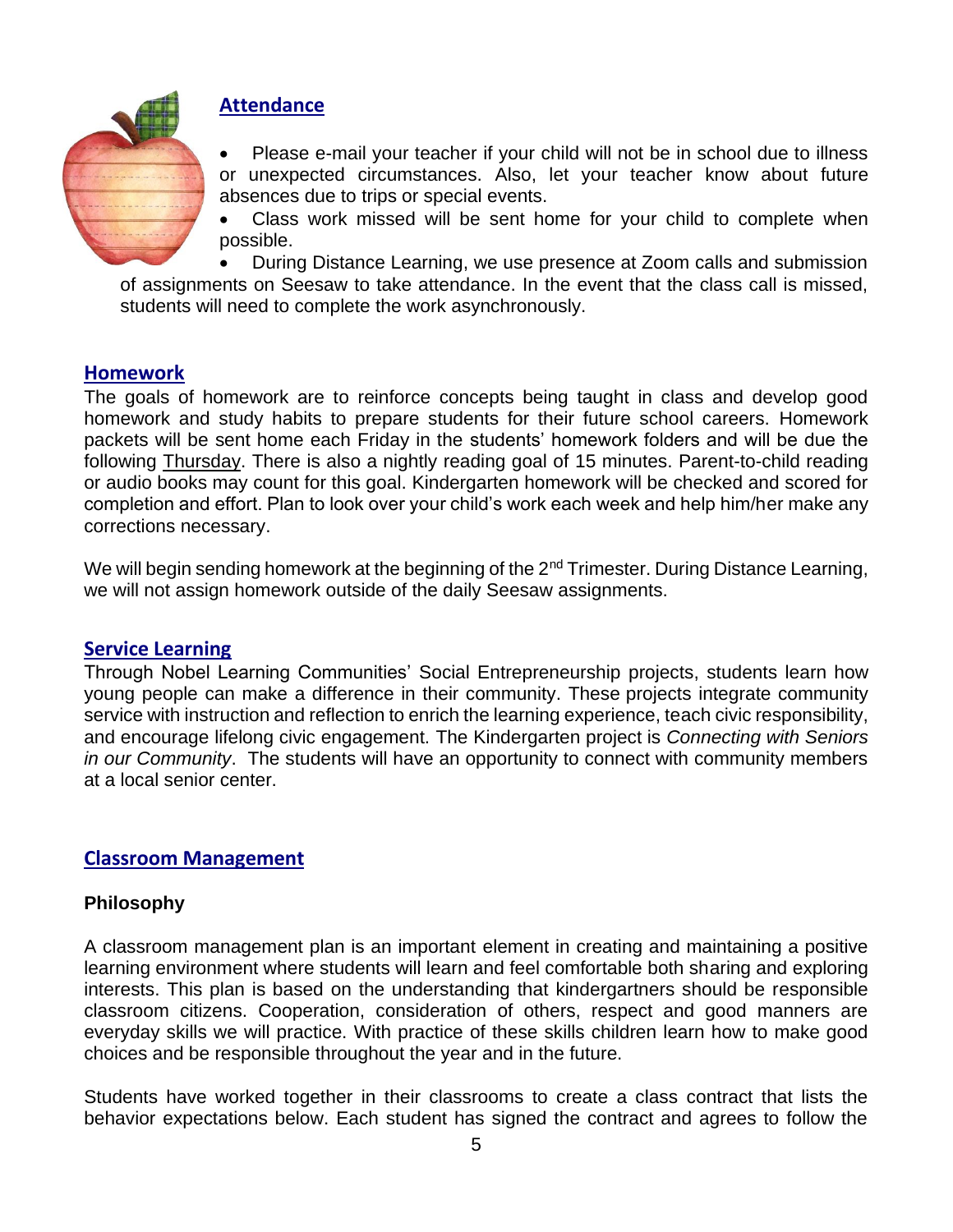## Attendance

- Please e-mail your teacher if your child will not be in school due to illness or unexpected circumstances. Also, let your teacher know about future absences due to trips or special events.
- Class work missed will be sent home for your child to complete when possible.
- During Distance Learning, we use presence at Zoom calls and submission of assignments on Seesaw to take attendance. In the event that the class call is missed, students will need to complete the work asynchronously.

## Homework

The goals of homework are to reinforce concepts being taught in class and develop good homework and study habits to prepare students for their future school careers. Homework packets will be sent home each Friday in the students' homework folders and will be due the following Thursday. There is also a nightly reading goal of 15 minutes. Parent-to-child reading or audio books may count for this goal. Kindergarten homework will be checked and scored for completion and effort. Plan to look over your child's work each week and help him/her make any corrections necessary.

We will begin sending homework at the beginning of the 2nd Trimester. During Distance Learning, we will not assign homework outside of the daily Seesaw assignments.

## Service Learning

Through Nobel Learning Communities' Social Entrepreneurship projects, students learn how young people can make a difference in their community. These projects integrate community service with instruction and reflection to enrich the learning experience, teach civic responsibility, and encourage lifelong civic engagement. The Kindergarten project is *Connecting with Seniors in our Community*. The students will have an opportunity to connect with community members at a local senior center.

## Classroom Management

### Philosophy

A classroom management plan is an important element in creating and maintaining a positive learning environment where students will learn and feel comfortable both sharing and exploring interests. This plan is based on the understanding that kindergartners should be responsible classroom citizens. Cooperation, consideration of others, respect and good manners are everyday skills we will practice. With practice of these skills children learn how to make good choices and be responsible throughout the year and in the future.

Students have worked together in their classrooms to create a class contract that lists the behavior expectations below. Each student has signed the contract and agrees to follow the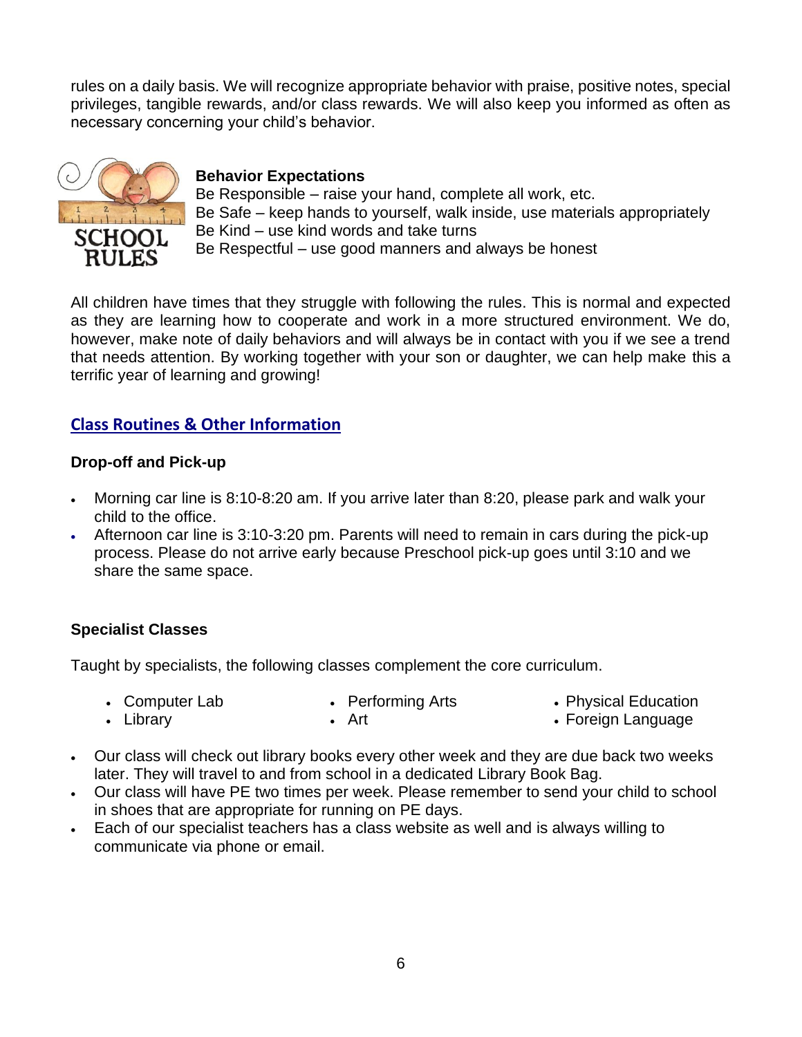rules on a daily basis. We will recognize appropriate behavior with praise, positive notes, special privileges, tangible rewards, and/or class rewards. We will also keep you informed as often as necessary concerning your child's behavior.

**Behavior Expectations**
Be Responsible – raise your hand, complete all work, etc.
Be Safe – keep hands to yourself, walk inside, use materials appropriately
Be Kind – use kind words and take turns
Be Respectful – use good manners and always be honest

All children have times that they struggle with following the rules. This is normal and expected as they are learning how to cooperate and work in a more structured environment. We do, however, make note of daily behaviors and will always be in contact with you if we see a trend that needs attention. By working together with your son or daughter, we can help make this a terrific year of learning and growing!

## Class Routines & Other Information

### Drop-off and Pick-up

- Morning car line is 8:10-8:20 am. If you arrive later than 8:20, please park and walk your child to the office.
- Afternoon car line is 3:10-3:20 pm. Parents will need to remain in cars during the pick-up process. Please do not arrive early because Preschool pick-up goes until 3:10 and we share the same space.

### Specialist Classes

Taught by specialists, the following classes complement the core curriculum.

- Computer Lab
- Library
- Performing Arts
- Art
- Physical Education
- Foreign Language

- Our class will check out library books every other week and they are due back two weeks later. They will travel to and from school in a dedicated Library Book Bag.
- Our class will have PE two times per week. Please remember to send your child to school in shoes that are appropriate for running on PE days.
- Each of our specialist teachers has a class website as well and is always willing to communicate via phone or email.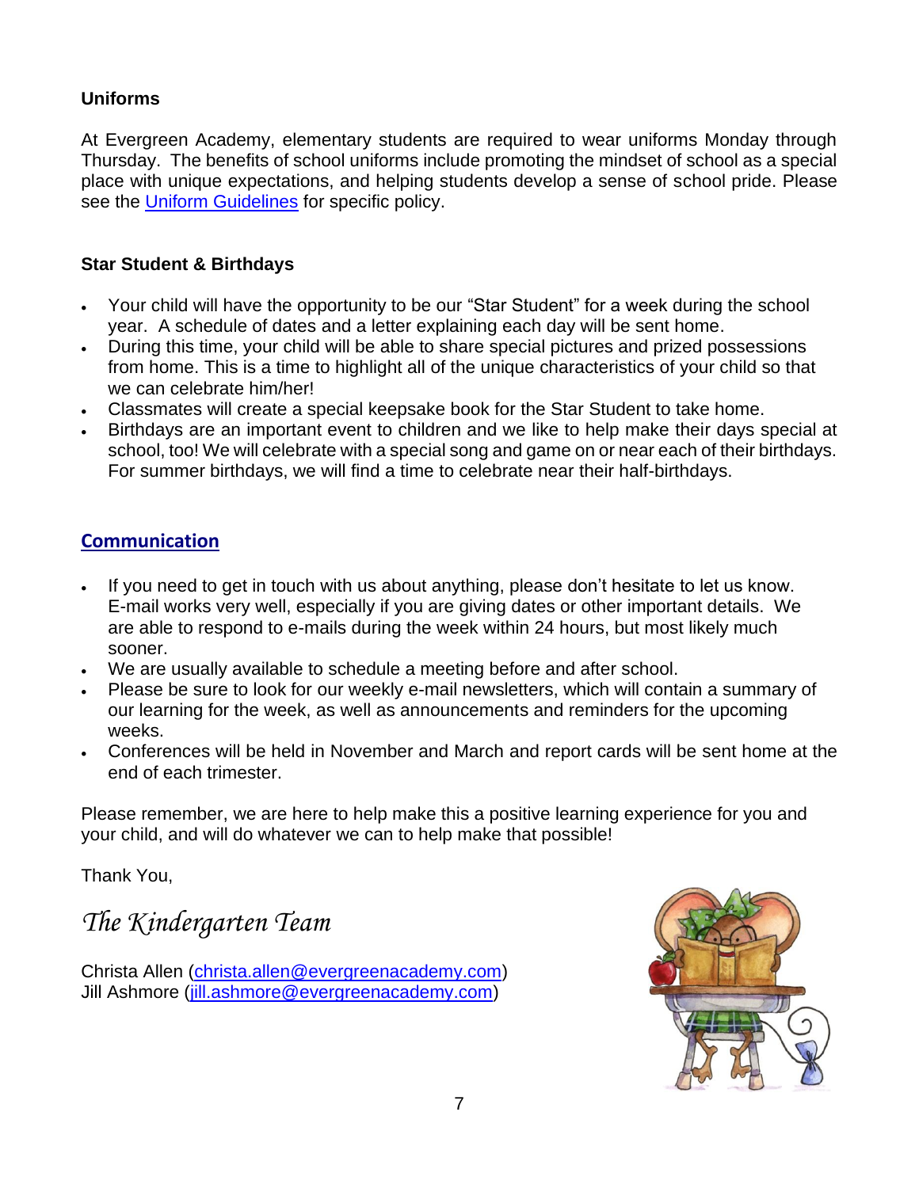### Uniforms

At Evergreen Academy, elementary students are required to wear uniforms Monday through Thursday. The benefits of school uniforms include promoting the mindset of school as a special place with unique expectations, and helping students develop a sense of school pride. Please see the [Uniform Guidelines]() for specific policy.

### Star Student & Birthdays

- Your child will have the opportunity to be our "Star Student" for a week during the school year. A schedule of dates and a letter explaining each day will be sent home.
- During this time, your child will be able to share special pictures and prized possessions from home. This is a time to highlight all of the unique characteristics of your child so that we can celebrate him/her!
- Classmates will create a special keepsake book for the Star Student to take home.
- Birthdays are an important event to children and we like to help make their days special at school, too! We will celebrate with a special song and game on or near each of their birthdays. For summer birthdays, we will find a time to celebrate near their half-birthdays.

## Communication

- If you need to get in touch with us about anything, please don't hesitate to let us know. E-mail works very well, especially if you are giving dates or other important details. We are able to respond to e-mails during the week within 24 hours, but most likely much sooner.
- We are usually available to schedule a meeting before and after school.
- Please be sure to look for our weekly e-mail newsletters, which will contain a summary of our learning for the week, as well as announcements and reminders for the upcoming weeks.
- Conferences will be held in November and March and report cards will be sent home at the end of each trimester.

Please remember, we are here to help make this a positive learning experience for you and your child, and will do whatever we can to help make that possible!

Thank You,

*The Kindergarten Team*

Christa Allen (christa.allen@evergreenacademy.com)
Jill Ashmore (jill.ashmore@evergreenacademy.com)